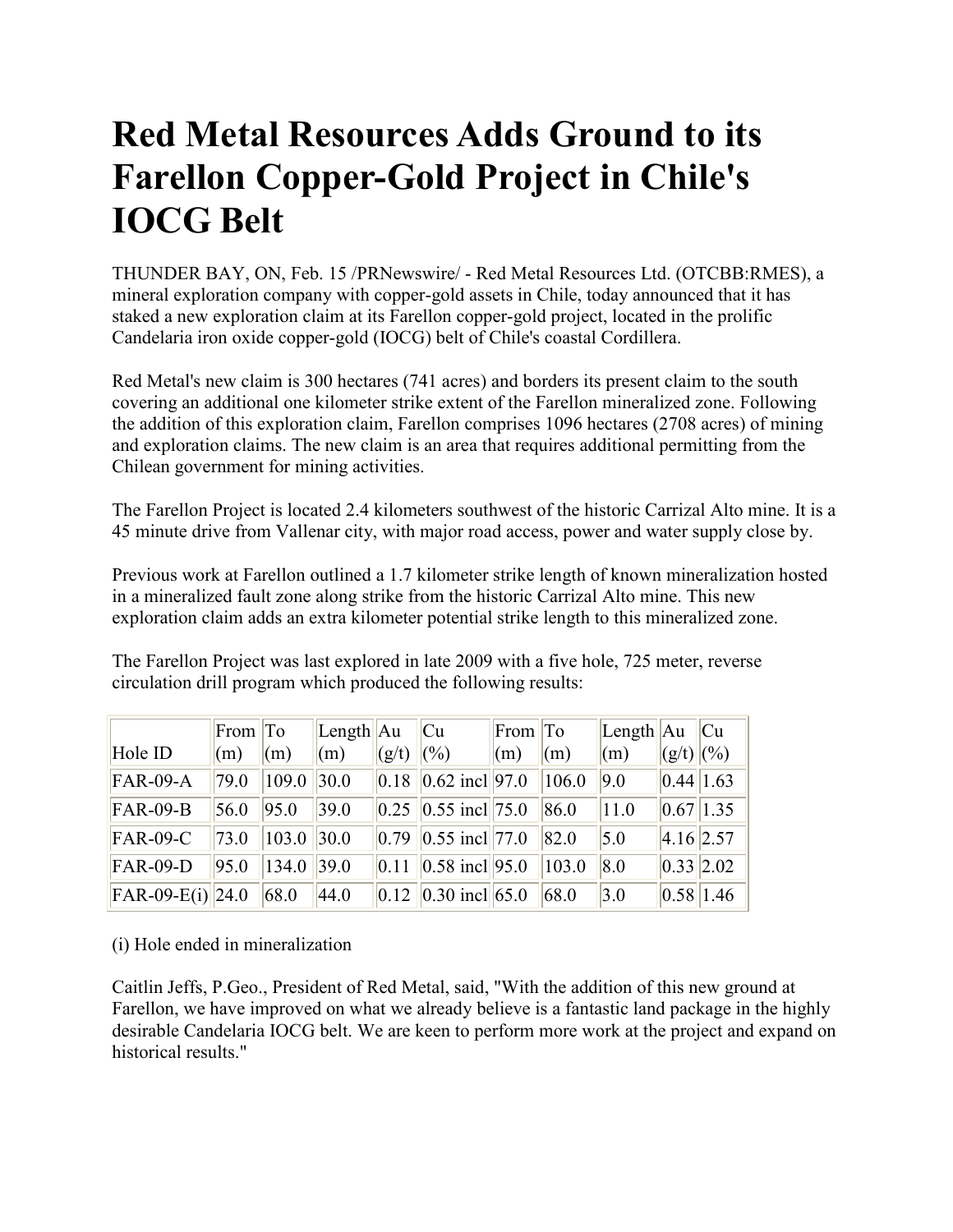# Red Metal Resources Adds Ground to its Farellon Copper-Gold Project in Chile's IOCG Belt

THUNDER BAY, ON, Feb. 15 /PRNewswire/ - Red Metal Resources Ltd. (OTCBB:RMES), a mineral exploration company with copper-gold assets in Chile, today announced that it has staked a new exploration claim at its Farellon copper-gold project, located in the prolific Candelaria iron oxide copper-gold (IOCG) belt of Chile's coastal Cordillera.

Red Metal's new claim is 300 hectares (741 acres) and borders its present claim to the south covering an additional one kilometer strike extent of the Farellon mineralized zone. Following the addition of this exploration claim, Farellon comprises 1096 hectares (2708 acres) of mining and exploration claims. The new claim is an area that requires additional permitting from the Chilean government for mining activities.

The Farellon Project is located 2.4 kilometers southwest of the historic Carrizal Alto mine. It is a 45 minute drive from Vallenar city, with major road access, power and water supply close by.

Previous work at Farellon outlined a 1.7 kilometer strike length of known mineralization hosted in a mineralized fault zone along strike from the historic Carrizal Alto mine. This new exploration claim adds an extra kilometer potential strike length to this mineralized zone.

The Farellon Project was last explored in late 2009 with a five hole, 725 meter, reverse circulation drill program which produced the following results:

| Hole ID | From (m) | To (m) | Length (m) | Au (g/t) | Cu (%) | From (m) | To (m) | Length (m) | Au (g/t) | Cu (%) |
|---|---|---|---|---|---|---|---|---|---|---|
| FAR-09-A | 79.0 | 109.0 | 30.0 | 0.18 | 0.62 incl | 97.0 | 106.0 | 9.0 | 0.44 | 1.63 |
| FAR-09-B | 56.0 | 95.0 | 39.0 | 0.25 | 0.55 incl | 75.0 | 86.0 | 11.0 | 0.67 | 1.35 |
| FAR-09-C | 73.0 | 103.0 | 30.0 | 0.79 | 0.55 incl | 77.0 | 82.0 | 5.0 | 4.16 | 2.57 |
| FAR-09-D | 95.0 | 134.0 | 39.0 | 0.11 | 0.58 incl | 95.0 | 103.0 | 8.0 | 0.33 | 2.02 |
| FAR-09-E(i) | 24.0 | 68.0 | 44.0 | 0.12 | 0.30 incl | 65.0 | 68.0 | 3.0 | 0.58 | 1.46 |

(i) Hole ended in mineralization

Caitlin Jeffs, P.Geo., President of Red Metal, said, "With the addition of this new ground at Farellon, we have improved on what we already believe is a fantastic land package in the highly desirable Candelaria IOCG belt. We are keen to perform more work at the project and expand on historical results."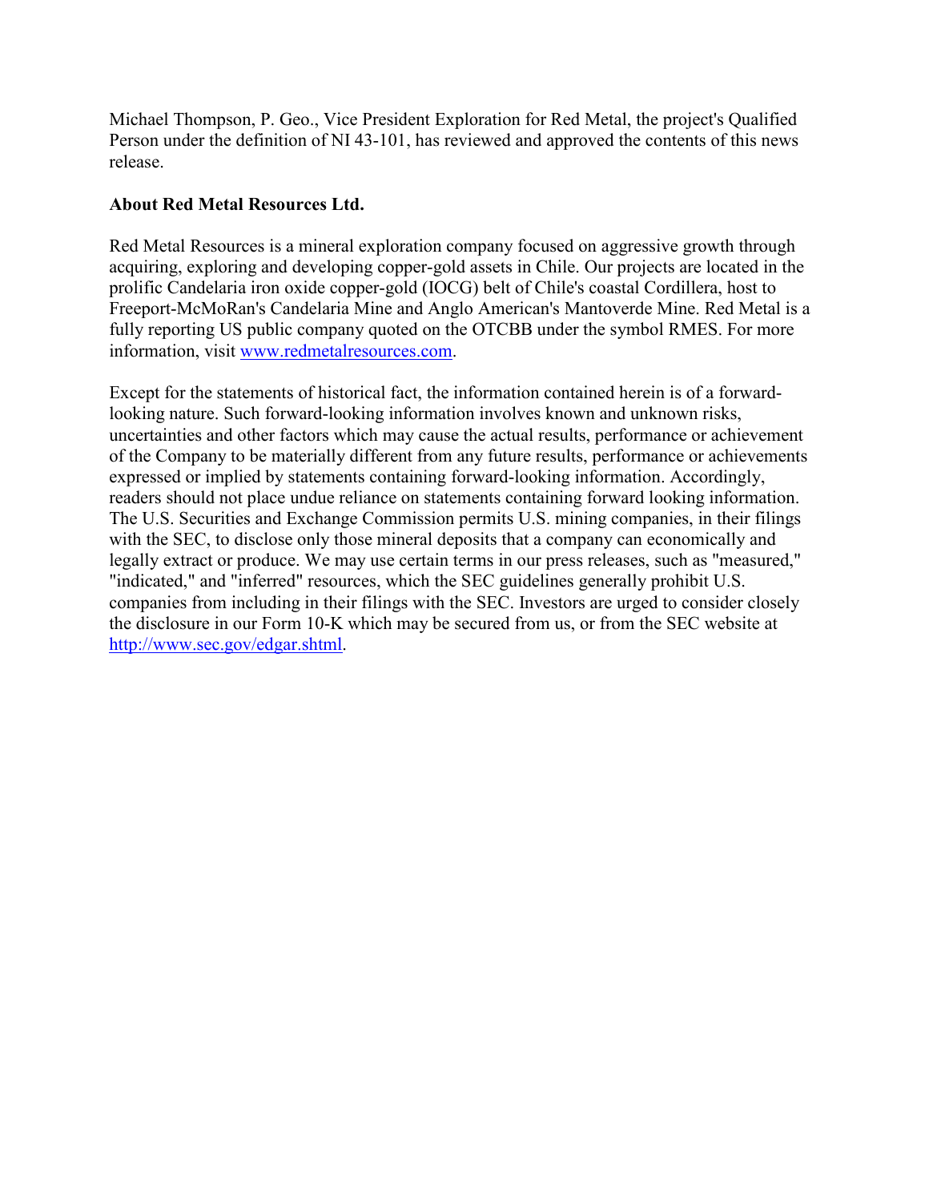Michael Thompson, P. Geo., Vice President Exploration for Red Metal, the project's Qualified Person under the definition of NI 43-101, has reviewed and approved the contents of this news release.

**About Red Metal Resources Ltd.**

Red Metal Resources is a mineral exploration company focused on aggressive growth through acquiring, exploring and developing copper-gold assets in Chile. Our projects are located in the prolific Candelaria iron oxide copper-gold (IOCG) belt of Chile's coastal Cordillera, host to Freeport-McMoRan's Candelaria Mine and Anglo American's Mantoverde Mine. Red Metal is a fully reporting US public company quoted on the OTCBB under the symbol RMES. For more information, visit www.redmetalresources.com.

Except for the statements of historical fact, the information contained herein is of a forward-looking nature. Such forward-looking information involves known and unknown risks, uncertainties and other factors which may cause the actual results, performance or achievement of the Company to be materially different from any future results, performance or achievements expressed or implied by statements containing forward-looking information. Accordingly, readers should not place undue reliance on statements containing forward looking information. The U.S. Securities and Exchange Commission permits U.S. mining companies, in their filings with the SEC, to disclose only those mineral deposits that a company can economically and legally extract or produce. We may use certain terms in our press releases, such as "measured," "indicated," and "inferred" resources, which the SEC guidelines generally prohibit U.S. companies from including in their filings with the SEC. Investors are urged to consider closely the disclosure in our Form 10-K which may be secured from us, or from the SEC website at http://www.sec.gov/edgar.shtml.